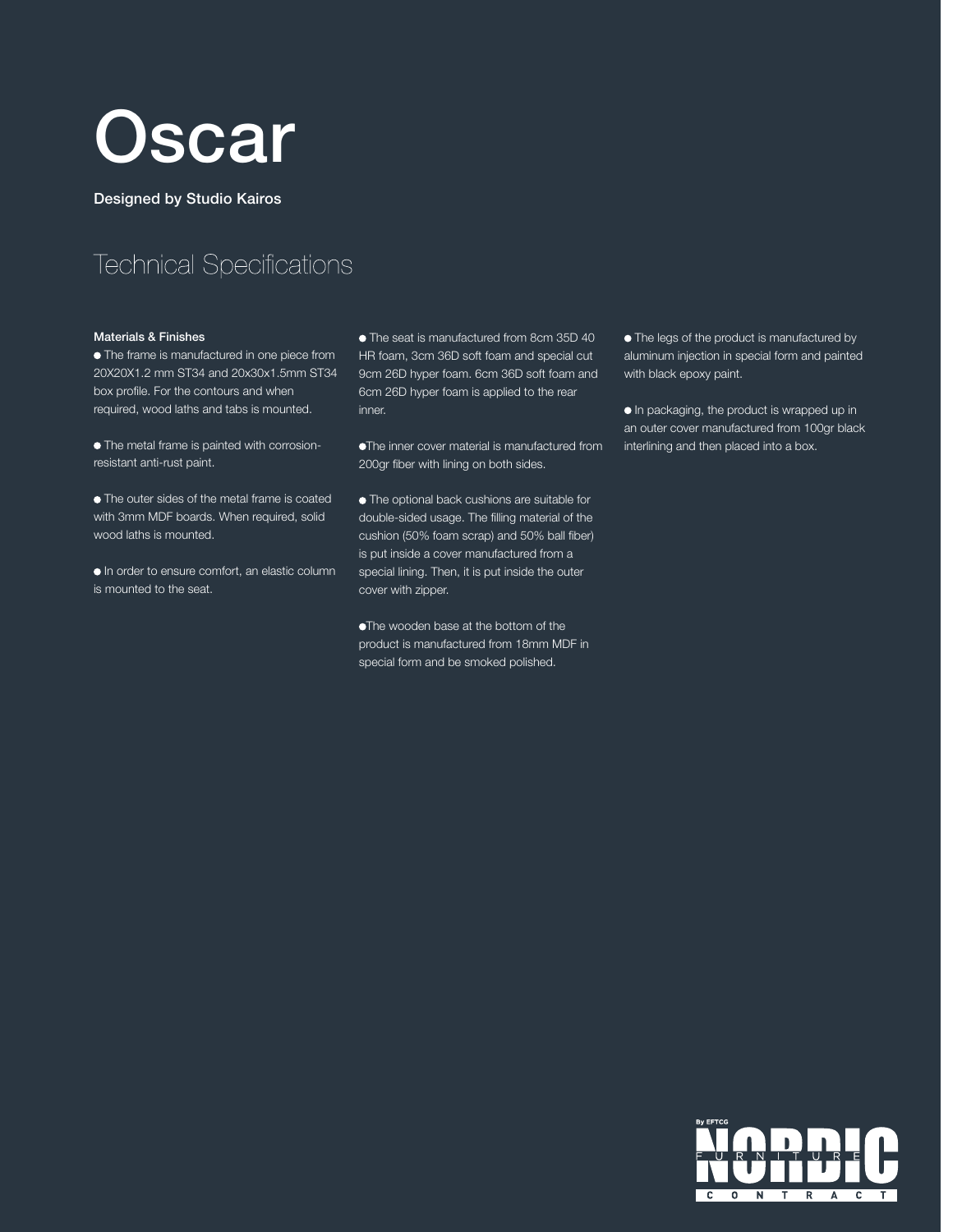# Oscar

**Designed by Studio Kairos**

## Technical Specifications

**Materials & Finishes**

- The frame is manufactured in one piece from 20X20X1.2 mm ST34 and 20x30x1.5mm ST34 box profile. For the contours and when required, wood laths and tabs is mounted.

- The metal frame is painted with corrosion-resistant anti-rust paint.

- The outer sides of the metal frame is coated with 3mm MDF boards. When required, solid wood laths is mounted.

- In order to ensure comfort, an elastic column is mounted to the seat.

- The seat is manufactured from 8cm 35D 40 HR foam, 3cm 36D soft foam and special cut 9cm 26D hyper foam. 6cm 36D soft foam and 6cm 26D hyper foam is applied to the rear inner.

- The inner cover material is manufactured from 200gr fiber with lining on both sides.

- The optional back cushions are suitable for double-sided usage. The filling material of the cushion (50% foam scrap) and 50% ball fiber) is put inside a cover manufactured from a special lining. Then, it is put inside the outer cover with zipper.

- The wooden base at the bottom of the product is manufactured from 18mm MDF in special form and be smoked polished.

- The legs of the product is manufactured by aluminum injection in special form and painted with black epoxy paint.

- In packaging, the product is wrapped up in an outer cover manufactured from 100gr black interlining and then placed into a box.

By EFTCG
NORDIC FURNITURE
CONTRACT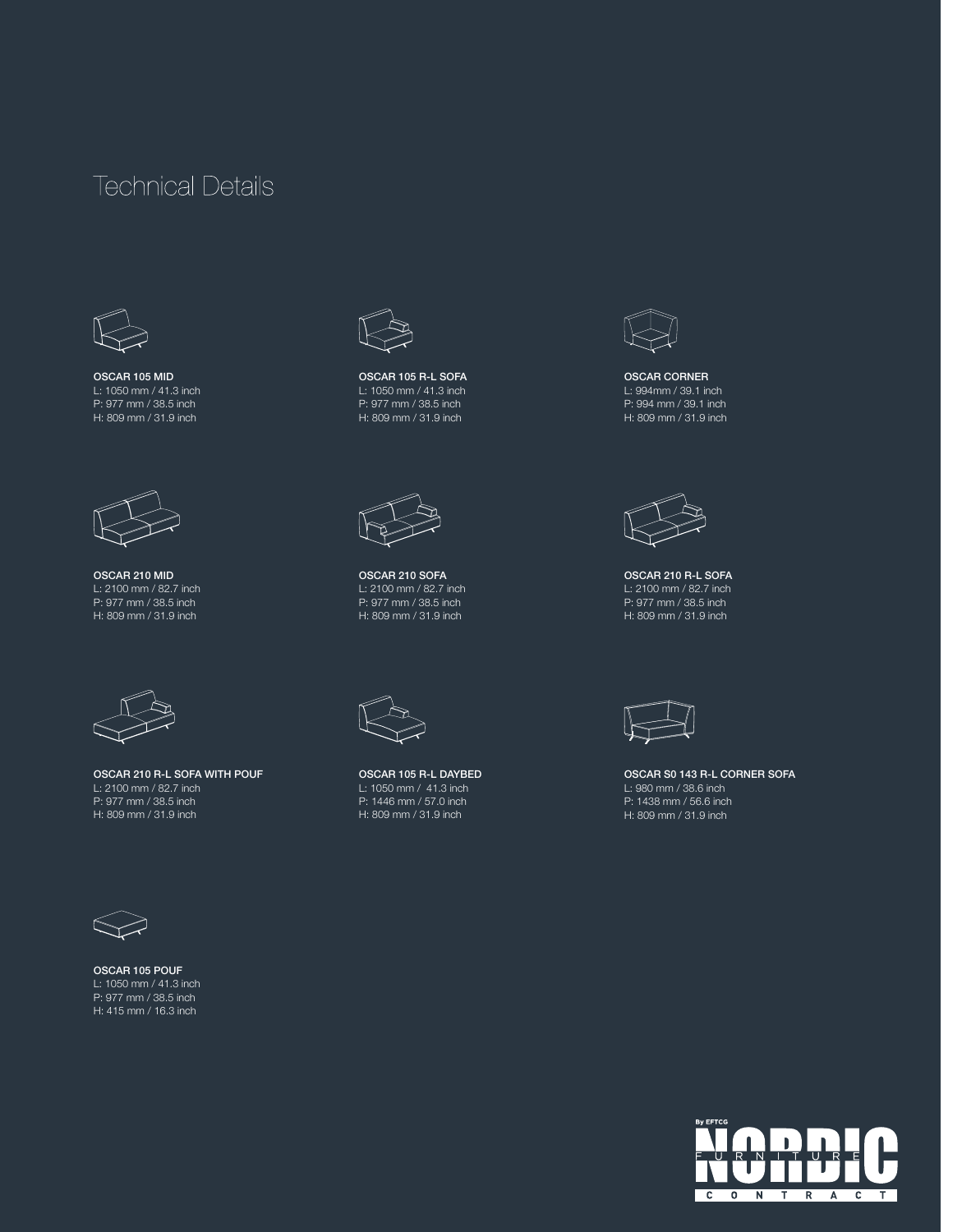# Technical Details

**OSCAR 105 MID**
L: 1050 mm / 41.3 inch
P: 977 mm / 38.5 inch
H: 809 mm / 31.9 inch

**OSCAR 105 R-L SOFA**
L: 1050 mm / 41.3 inch
P: 977 mm / 38.5 inch
H: 809 mm / 31.9 inch

**OSCAR CORNER**
L: 994mm / 39.1 inch
P: 994 mm / 39.1 inch
H: 809 mm / 31.9 inch

**OSCAR 210 MID**
L: 2100 mm / 82.7 inch
P: 977 mm / 38.5 inch
H: 809 mm / 31.9 inch

**OSCAR 210 SOFA**
L: 2100 mm / 82.7 inch
P: 977 mm / 38.5 inch
H: 809 mm / 31.9 inch

**OSCAR 210 R-L SOFA**
L: 2100 mm / 82.7 inch
P: 977 mm / 38.5 inch
H: 809 mm / 31.9 inch

**OSCAR 210 R-L SOFA WITH POUF**
L: 2100 mm / 82.7 inch
P: 977 mm / 38.5 inch
H: 809 mm / 31.9 inch

**OSCAR 105 R-L DAYBED**
L: 1050 mm / 41.3 inch
P: 1446 mm / 57.0 inch
H: 809 mm / 31.9 inch

**OSCAR S0 143 R-L CORNER SOFA**
L: 980 mm / 38.6 inch
P: 1438 mm / 56.6 inch
H: 809 mm / 31.9 inch

**OSCAR 105 POUF**
L: 1050 mm / 41.3 inch
P: 977 mm / 38.5 inch
H: 415 mm / 16.3 inch

By EFTCG
NORDIC
FURNITURE
CONTRACT